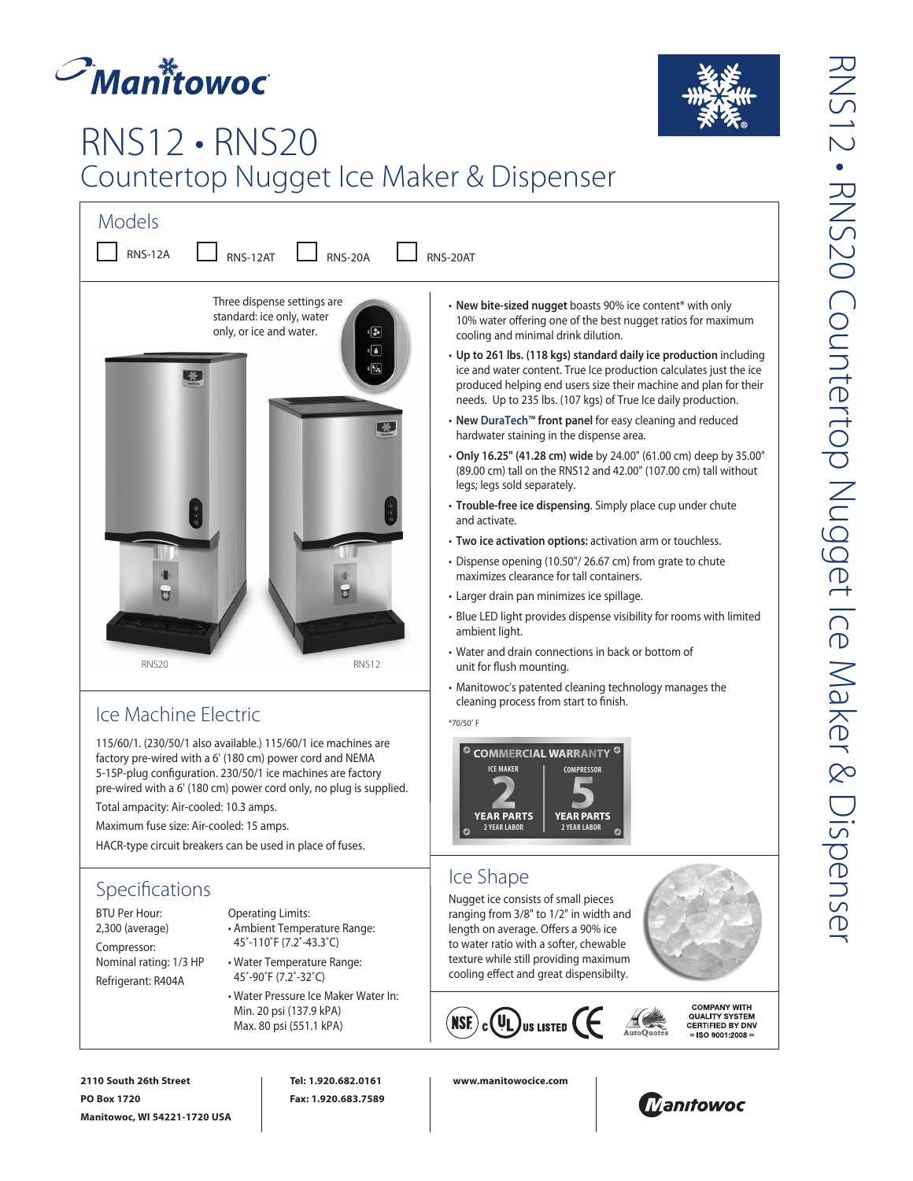# RNS12 • RNS20

## Countertop Nugget Ice Maker & Dispenser

### Models

☐ RNS-12A ☐ RNS-12AT ☐ RNS-20A ☐ RNS-20AT

Three dispense settings are standard: ice only, water only, or ice and water.

RNS20 RNS12

- **New bite-sized nugget** boasts 90% ice content* with only 10% water offering one of the best nugget ratios for maximum cooling and minimal drink dilution.
- **Up to 261 lbs. (118 kgs) standard daily ice production** including ice and water content. True Ice production calculates just the ice produced helping end users size their machine and plan for their needs. Up to 235 lbs. (107 kgs) of True Ice daily production.
- **New DuraTech™ front panel** for easy cleaning and reduced hardwater staining in the dispense area.
- **Only 16.25" (41.28 cm) wide** by 24.00" (61.00 cm) deep by 35.00" (89.00 cm) tall on the RNS12 and 42.00" (107.00 cm) tall without legs; legs sold separately.
- **Trouble-free ice dispensing**. Simply place cup under chute and activate.
- **Two ice activation options:** activation arm or touchless.
- Dispense opening (10.50"/ 26.67 cm) from grate to chute maximizes clearance for tall containers.
- Larger drain pan minimizes ice spillage.
- Blue LED light provides dispense visibility for rooms with limited ambient light.
- Water and drain connections in back or bottom of unit for flush mounting.
- Manitowoc's patented cleaning technology manages the cleaning process from start to finish.

*70/50˚ F

**COMMERCIAL WARRANTY**

| ICE MAKER | COMPRESSOR |
|---|---|
| 2 YEAR PARTS, 2 YEAR LABOR | 5 YEAR PARTS, 2 YEAR LABOR |

### Ice Machine Electric

115/60/1. (230/50/1 also available.) 115/60/1 ice machines are factory pre-wired with a 6' (180 cm) power cord and NEMA 5-15P-plug configuration. 230/50/1 ice machines are factory pre-wired with a 6' (180 cm) power cord only, no plug is supplied.

Total ampacity: Air-cooled: 10.3 amps.

Maximum fuse size: Air-cooled: 15 amps.

HACR-type circuit breakers can be used in place of fuses.

### Specifications

BTU Per Hour:
2,300 (average)

Compressor:
Nominal rating: 1/3 HP

Refrigerant: R404A

Operating Limits:
- Ambient Temperature Range: 45˚-110˚F (7.2˚-43.3˚C)
- Water Temperature Range: 45˚-90˚F (7.2˚-32˚C)
- Water Pressure Ice Maker Water In: Min. 20 psi (137.9 kPA) Max. 80 psi (551.1 kPA)

### Ice Shape

Nugget ice consists of small pieces ranging from 3/8" to 1/2" in width and length on average. Offers a 90% ice to water ratio with a softer, chewable texture while still providing maximum cooling effect and great dispensibilty.

NSF · c UL US LISTED · CE · AutoQuotes · COMPANY WITH QUALITY SYSTEM CERTIFIED BY DNV = ISO 9001:2008 =

2110 South 26th Street
PO Box 1720
Manitowoc, WI 54221-1720 USA

Tel: 1.920.682.0161
Fax: 1.920.683.7589

www.manitowocice.com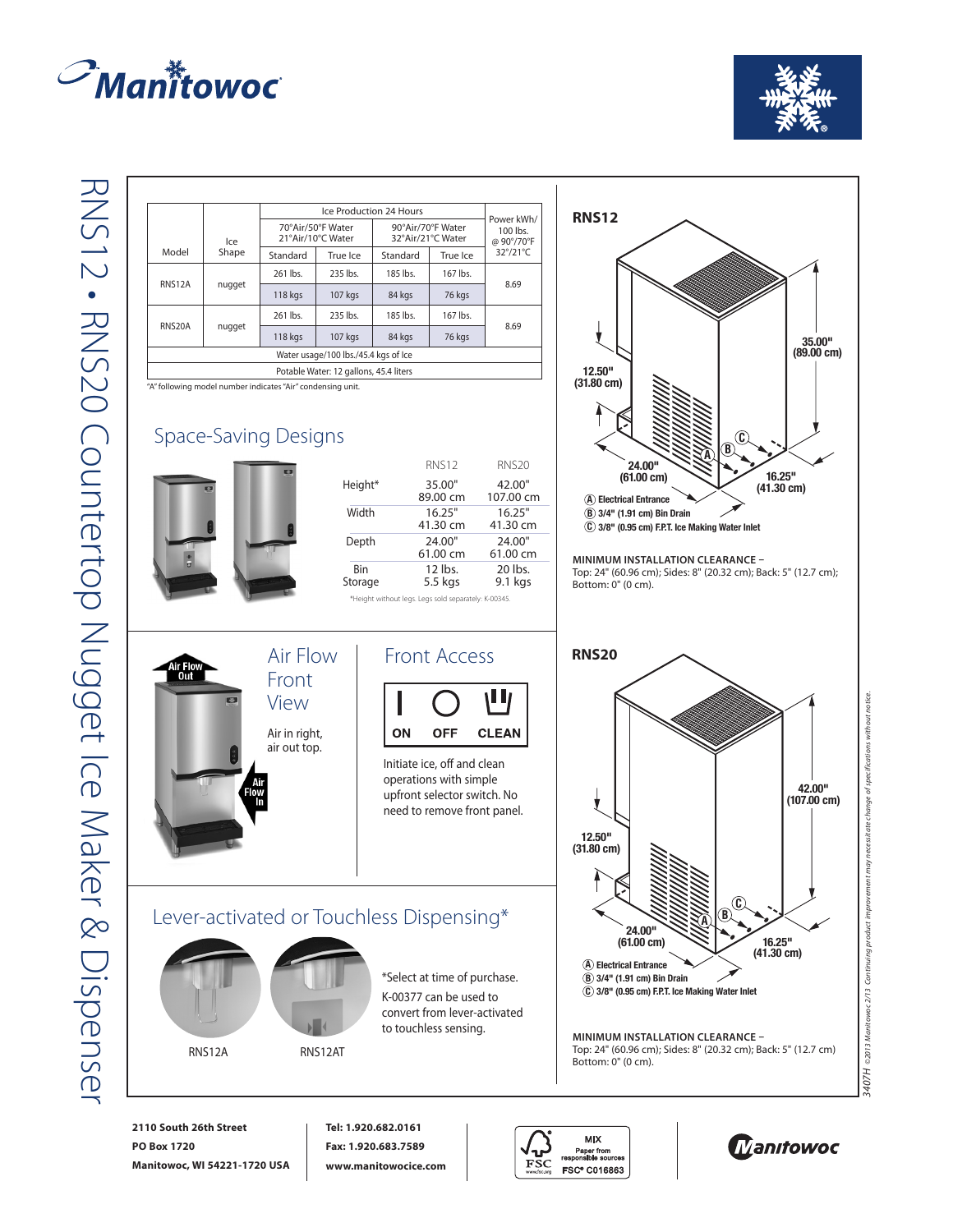# RNS12 • RNS20 Countertop Nugget Ice Maker & Dispenser

| Model | Ice Shape | Ice Production 24 Hours | | | | Power kWh/ 100 lbs. @ 90°/70°F 32°/21°C |
|---|---|---|---|---|---|---|
| | | 70°Air/50°F Water 21°Air/10°C Water | | 90°Air/70°F Water 32°Air/21°C Water | | |
| | | Standard | True Ice | Standard | True Ice | |
| RNS12A | nugget | 261 lbs. | 235 lbs. | 185 lbs. | 167 lbs. | 8.69 |
| | | 118 kgs | 107 kgs | 84 kgs | 76 kgs | |
| RNS20A | nugget | 261 lbs. | 235 lbs. | 185 lbs. | 167 lbs. | 8.69 |
| | | 118 kgs | 107 kgs | 84 kgs | 76 kgs | |
| Water usage/100 lbs./45.4 kgs of Ice | | | | | | |
| Potable Water: 12 gallons, 45.4 liters | | | | | | |

"A" following model number indicates "Air" condensing unit.

## Space-Saving Designs

| | RNS12 | RNS20 |
|---|---|---|
| Height* | 35.00" 89.00 cm | 42.00" 107.00 cm |
| Width | 16.25" 41.30 cm | 16.25" 41.30 cm |
| Depth | 24.00" 61.00 cm | 24.00" 61.00 cm |
| Bin Storage | 12 lbs. 5.5 kgs | 20 lbs. 9.1 kgs |

*Height without legs. Legs sold separately: K-00345.

## Air Flow Front View

Air Flow Out

Air Flow In

Air in right, air out top.

## Front Access

ON OFF CLEAN

Initiate ice, off and clean operations with simple upfront selector switch. No need to remove front panel.

## Lever-activated or Touchless Dispensing*

RNS12A

RNS12AT

*Select at time of purchase. K-00377 can be used to convert from lever-activated to touchless sensing.

## RNS12

35.00" (89.00 cm)

12.50" (31.80 cm)

24.00" (61.00 cm)

16.25" (41.30 cm)

Ⓐ Electrical Entrance
Ⓑ 3/4" (1.91 cm) Bin Drain
Ⓒ 3/8" (0.95 cm) F.P.T. Ice Making Water Inlet

**MINIMUM INSTALLATION CLEARANCE –**
Top: 24" (60.96 cm); Sides: 8" (20.32 cm); Back: 5" (12.7 cm); Bottom: 0" (0 cm).

## RNS20

42.00" (107.00 cm)

12.50" (31.80 cm)

24.00" (61.00 cm)

16.25" (41.30 cm)

Ⓐ Electrical Entrance
Ⓑ 3/4" (1.91 cm) Bin Drain
Ⓒ 3/8" (0.95 cm) F.P.T. Ice Making Water Inlet

**MINIMUM INSTALLATION CLEARANCE –**
Top: 24" (60.96 cm); Sides: 8" (20.32 cm); Back: 5" (12.7 cm); Bottom: 0" (0 cm).

3407H ©2013 Manitowoc 2/13 Continuing product improvement may necessitate change of specifications without notice.

**2110 South 26th Street**
**PO Box 1720**
**Manitowoc, WI 54221-1720 USA**

**Tel: 1.920.682.0161**
**Fax: 1.920.683.7589**
**www.manitowocice.com**

MIX Paper from responsible sources FSC® C016863